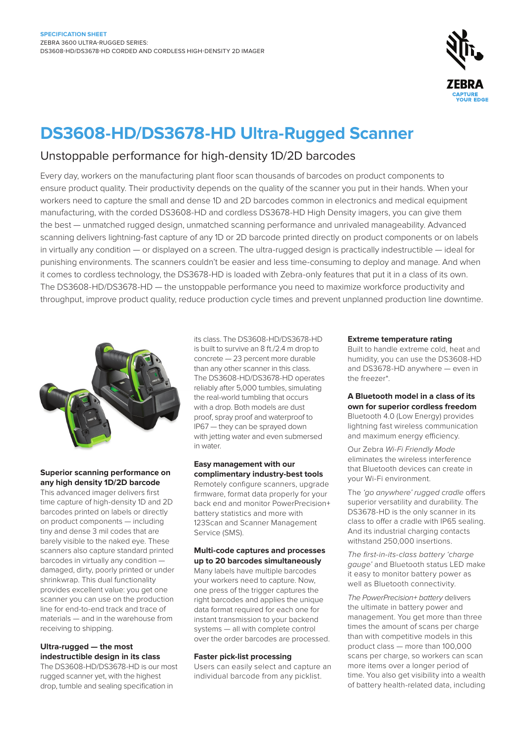**SPECIFICATION SHEET**
ZEBRA 3600 ULTRA-RUGGED SERIES:
DS3608-HD/DS3678-HD CORDED AND CORDLESS HIGH-DENSITY 2D IMAGER

# DS3608-HD/DS3678-HD Ultra-Rugged Scanner

## Unstoppable performance for high-density 1D/2D barcodes

Every day, workers on the manufacturing plant floor scan thousands of barcodes on product components to ensure product quality. Their productivity depends on the quality of the scanner you put in their hands. When your workers need to capture the small and dense 1D and 2D barcodes common in electronics and medical equipment manufacturing, with the corded DS3608-HD and cordless DS3678-HD High Density imagers, you can give them the best — unmatched rugged design, unmatched scanning performance and unrivaled manageability. Advanced scanning delivers lightning-fast capture of any 1D or 2D barcode printed directly on product components or on labels in virtually any condition — or displayed on a screen. The ultra-rugged design is practically indestructible — ideal for punishing environments. The scanners couldn't be easier and less time-consuming to deploy and manage. And when it comes to cordless technology, the DS3678-HD is loaded with Zebra-only features that put it in a class of its own. The DS3608-HD/DS3678-HD — the unstoppable performance you need to maximize workforce productivity and throughput, improve product quality, reduce production cycle times and prevent unplanned production line downtime.

### Superior scanning performance on any high density 1D/2D barcode

This advanced imager delivers first time capture of high-density 1D and 2D barcodes printed on labels or directly on product components — including tiny and dense 3 mil codes that are barely visible to the naked eye. These scanners also capture standard printed barcodes in virtually any condition — damaged, dirty, poorly printed or under shrinkwrap. This dual functionality provides excellent value: you get one scanner you can use on the production line for end-to-end track and trace of materials — and in the warehouse from receiving to shipping.

### Ultra-rugged — the most indestructible design in its class

The DS3608-HD/DS3678-HD is our most rugged scanner yet, with the highest drop, tumble and sealing specification in its class. The DS3608-HD/DS3678-HD is built to survive an 8 ft./2.4 m drop to concrete — 23 percent more durable than any other scanner in this class. The DS3608-HD/DS3678-HD operates reliably after 5,000 tumbles, simulating the real-world tumbling that occurs with a drop. Both models are dust proof, spray proof and waterproof to IP67 — they can be sprayed down with jetting water and even submersed in water.

### Easy management with our complimentary industry-best tools

Remotely configure scanners, upgrade firmware, format data properly for your back end and monitor PowerPrecision+ battery statistics and more with 123Scan and Scanner Management Service (SMS).

### Multi-code captures and processes up to 20 barcodes simultaneously

Many labels have multiple barcodes your workers need to capture. Now, one press of the trigger captures the right barcodes and applies the unique data format required for each one for instant transmission to your backend systems — all with complete control over the order barcodes are processed.

### Faster pick-list processing

Users can easily select and capture an individual barcode from any picklist.

### Extreme temperature rating

Built to handle extreme cold, heat and humidity, you can use the DS3608-HD and DS3678-HD anywhere — even in the freezer*.

### A Bluetooth model in a class of its own for superior cordless freedom

Bluetooth 4.0 (Low Energy) provides lightning fast wireless communication and maximum energy efficiency.

Our Zebra *Wi-Fi Friendly Mode* eliminates the wireless interference that Bluetooth devices can create in your Wi-Fi environment.

The *'go anywhere' rugged cradle* offers superior versatility and durability. The DS3678-HD is the only scanner in its class to offer a cradle with IP65 sealing. And its industrial charging contacts withstand 250,000 insertions.

*The first-in-its-class battery 'charge gauge'* and Bluetooth status LED make it easy to monitor battery power as well as Bluetooth connectivity.

*The PowerPrecision+ battery* delivers the ultimate in battery power and management. You get more than three times the amount of scans per charge than with competitive models in this product class — more than 100,000 scans per charge, so workers can scan more items over a longer period of time. You also get visibility into a wealth of battery health-related data, including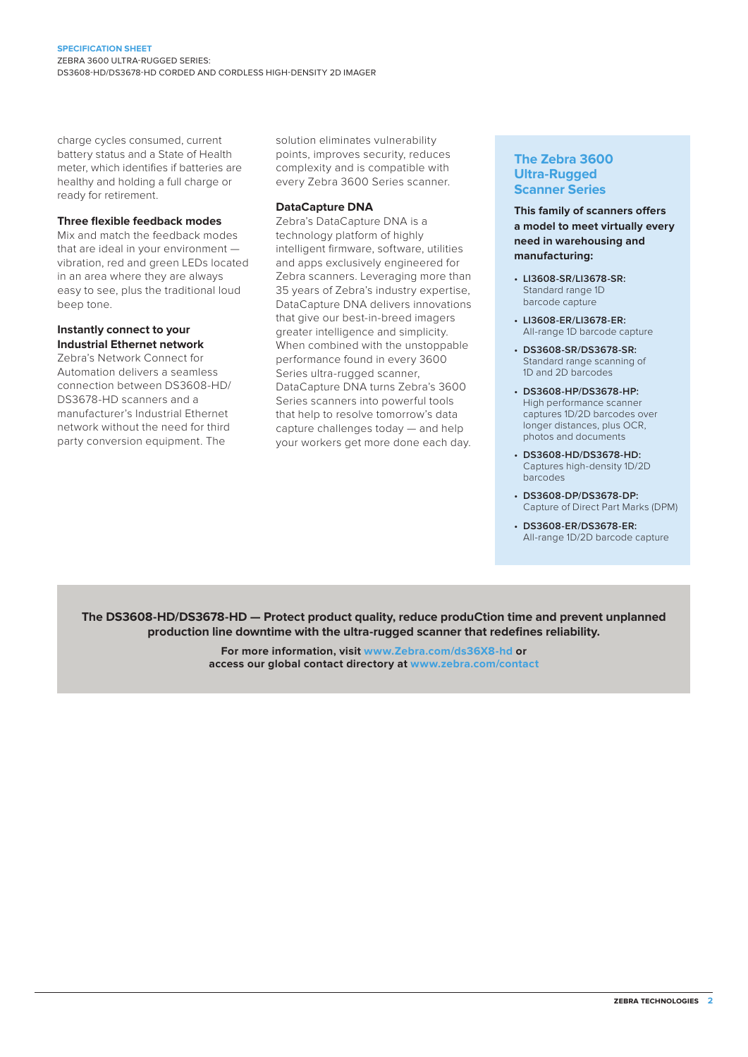charge cycles consumed, current battery status and a State of Health meter, which identifies if batteries are healthy and holding a full charge or ready for retirement.

### Three flexible feedback modes

Mix and match the feedback modes that are ideal in your environment — vibration, red and green LEDs located in an area where they are always easy to see, plus the traditional loud beep tone.

### Instantly connect to your Industrial Ethernet network

Zebra's Network Connect for Automation delivers a seamless connection between DS3608-HD/DS3678-HD scanners and a manufacturer's Industrial Ethernet network without the need for third party conversion equipment. The solution eliminates vulnerability points, improves security, reduces complexity and is compatible with every Zebra 3600 Series scanner.

### DataCapture DNA

Zebra's DataCapture DNA is a technology platform of highly intelligent firmware, software, utilities and apps exclusively engineered for Zebra scanners. Leveraging more than 35 years of Zebra's industry expertise, DataCapture DNA delivers innovations that give our best-in-breed imagers greater intelligence and simplicity. When combined with the unstoppable performance found in every 3600 Series ultra-rugged scanner, DataCapture DNA turns Zebra's 3600 Series scanners into powerful tools that help to resolve tomorrow's data capture challenges today — and help your workers get more done each day.

## The Zebra 3600 Ultra-Rugged Scanner Series

**This family of scanners offers a model to meet virtually every need in warehousing and manufacturing:**

- **LI3608-SR/LI3678-SR:** Standard range 1D barcode capture
- **LI3608-ER/LI3678-ER:** All-range 1D barcode capture
- **DS3608-SR/DS3678-SR:** Standard range scanning of 1D and 2D barcodes
- **DS3608-HP/DS3678-HP:** High performance scanner captures 1D/2D barcodes over longer distances, plus OCR, photos and documents
- **DS3608-HD/DS3678-HD:** Captures high-density 1D/2D barcodes
- **DS3608-DP/DS3678-DP:** Capture of Direct Part Marks (DPM)
- **DS3608-ER/DS3678-ER:** All-range 1D/2D barcode capture

**The DS3608-HD/DS3678-HD — Protect product quality, reduce produCtion time and prevent unplanned production line downtime with the ultra-rugged scanner that redefines reliability.**

**For more information, visit www.Zebra.com/ds36X8-hd or access our global contact directory at www.zebra.com/contact**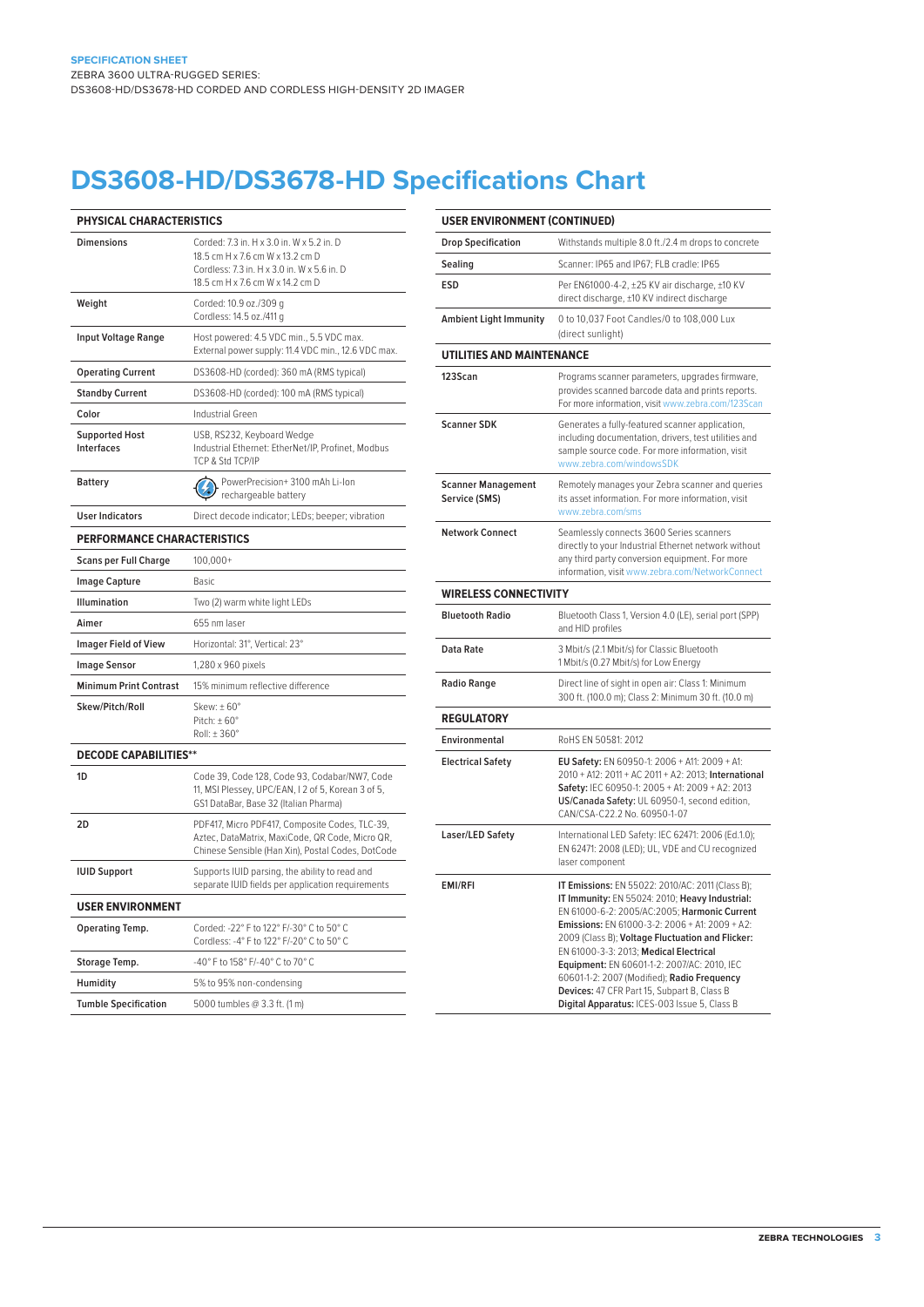**SPECIFICATION SHEET**
ZEBRA 3600 ULTRA-RUGGED SERIES:
DS3608-HD/DS3678-HD CORDED AND CORDLESS HIGH-DENSITY 2D IMAGER

# DS3608-HD/DS3678-HD Specifications Chart

| PHYSICAL CHARACTERISTICS | |
|---|---|
| **Dimensions** | Corded: 7.3 in. H x 3.0 in. W x 5.2 in. D<br>18.5 cm H x 7.6 cm W x 13.2 cm D<br>Cordless: 7.3 in. H x 3.0 in. W x 5.6 in. D<br>18.5 cm H x 7.6 cm W x 14.2 cm D |
| **Weight** | Corded: 10.9 oz./309 g<br>Cordless: 14.5 oz./411 g |
| **Input Voltage Range** | Host powered: 4.5 VDC min., 5.5 VDC max.<br>External power supply: 11.4 VDC min., 12.6 VDC max. |
| **Operating Current** | DS3608-HD (corded): 360 mA (RMS typical) |
| **Standby Current** | DS3608-HD (corded): 100 mA (RMS typical) |
| **Color** | Industrial Green |
| **Supported Host Interfaces** | USB, RS232, Keyboard Wedge<br>Industrial Ethernet: EtherNet/IP, Profinet, Modbus TCP & Std TCP/IP |
| **Battery** | PowerPrecision+ 3100 mAh Li-Ion rechargeable battery |
| **User Indicators** | Direct decode indicator; LEDs; beeper; vibration |
| **PERFORMANCE CHARACTERISTICS** | |
| **Scans per Full Charge** | 100,000+ |
| **Image Capture** | Basic |
| **Illumination** | Two (2) warm white light LEDs |
| **Aimer** | 655 nm laser |
| **Imager Field of View** | Horizontal: 31°, Vertical: 23° |
| **Image Sensor** | 1,280 x 960 pixels |
| **Minimum Print Contrast** | 15% minimum reflective difference |
| **Skew/Pitch/Roll** | Skew: ± 60°<br>Pitch: ± 60°<br>Roll: ± 360° |
| **DECODE CAPABILITIES**** | |
| **1D** | Code 39, Code 128, Code 93, Codabar/NW7, Code 11, MSI Plessey, UPC/EAN, I 2 of 5, Korean 3 of 5, GS1 DataBar, Base 32 (Italian Pharma) |
| **2D** | PDF417, Micro PDF417, Composite Codes, TLC-39, Aztec, DataMatrix, MaxiCode, QR Code, Micro QR, Chinese Sensible (Han Xin), Postal Codes, DotCode |
| **IUID Support** | Supports IUID parsing, the ability to read and separate IUID fields per application requirements |
| **USER ENVIRONMENT** | |
| **Operating Temp.** | Corded: -22° F to 122° F/-30° C to 50° C<br>Cordless: -4° F to 122° F/-20° C to 50° C |
| **Storage Temp.** | -40° F to 158° F/-40° C to 70° C |
| **Humidity** | 5% to 95% non-condensing |
| **Tumble Specification** | 5000 tumbles @ 3.3 ft. (1 m) |

| USER ENVIRONMENT (CONTINUED) | |
|---|---|
| **Drop Specification** | Withstands multiple 8.0 ft./2.4 m drops to concrete |
| **Sealing** | Scanner: IP65 and IP67; FLB cradle: IP65 |
| **ESD** | Per EN61000-4-2, ±25 KV air discharge, ±10 KV direct discharge, ±10 KV indirect discharge |
| **Ambient Light Immunity** | 0 to 10,037 Foot Candles/0 to 108,000 Lux (direct sunlight) |
| **UTILITIES AND MAINTENANCE** | |
| **123Scan** | Programs scanner parameters, upgrades firmware, provides scanned barcode data and prints reports. For more information, visit www.zebra.com/123Scan |
| **Scanner SDK** | Generates a fully-featured scanner application, including documentation, drivers, test utilities and sample source code. For more information, visit www.zebra.com/windowsSDK |
| **Scanner Management Service (SMS)** | Remotely manages your Zebra scanner and queries its asset information. For more information, visit www.zebra.com/sms |
| **Network Connect** | Seamlessly connects 3600 Series scanners directly to your Industrial Ethernet network without any third party conversion equipment. For more information, visit www.zebra.com/NetworkConnect |
| **WIRELESS CONNECTIVITY** | |
| **Bluetooth Radio** | Bluetooth Class 1, Version 4.0 (LE), serial port (SPP) and HID profiles |
| **Data Rate** | 3 Mbit/s (2.1 Mbit/s) for Classic Bluetooth<br>1 Mbit/s (0.27 Mbit/s) for Low Energy |
| **Radio Range** | Direct line of sight in open air: Class 1: Minimum 300 ft. (100.0 m); Class 2: Minimum 30 ft. (10.0 m) |
| **REGULATORY** | |
| **Environmental** | RoHS EN 50581: 2012 |
| **Electrical Safety** | **EU Safety:** EN 60950-1: 2006 + A11: 2009 + A1: 2010 + A12: 2011 + AC 2011 + A2: 2013; **International Safety:** IEC 60950-1: 2005 + A1: 2009 + A2: 2013 **US/Canada Safety:** UL 60950-1, second edition, CAN/CSA-C22.2 No. 60950-1-07 |
| **Laser/LED Safety** | International LED Safety: IEC 62471: 2006 (Ed.1.0); EN 62471: 2008 (LED); UL, VDE and CU recognized laser component |
| **EMI/RFI** | **IT Emissions:** EN 55022: 2010/AC: 2011 (Class B); **IT Immunity:** EN 55024: 2010; **Heavy Industrial:** EN 61000-6-2: 2005/AC:2005; **Harmonic Current Emissions:** EN 61000-3-2: 2006 + A1: 2009 + A2: 2009 (Class B); **Voltage Fluctuation and Flicker:** EN 61000-3-3: 2013; **Medical Electrical Equipment:** EN 60601-1-2: 2007/AC: 2010, IEC 60601-1-2: 2007 (Modified); **Radio Frequency Devices:** 47 CFR Part 15, Subpart B, Class B **Digital Apparatus:** ICES-003 Issue 5, Class B |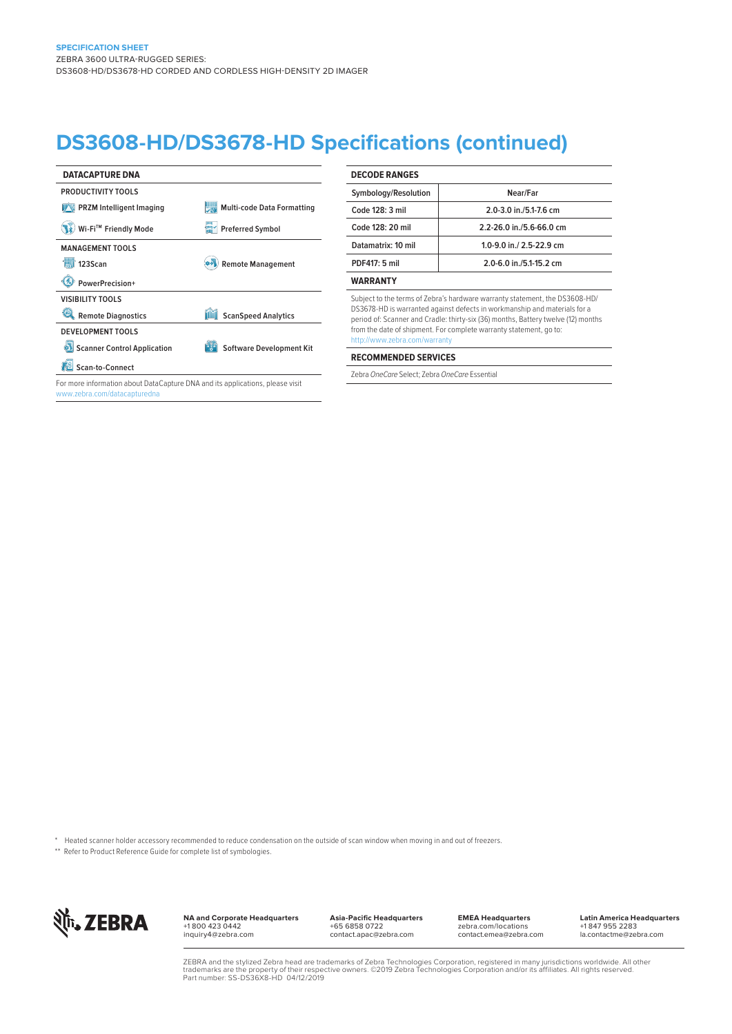# DS3608-HD/DS3678-HD Specifications (continued)

## DATACAPTURE DNA

| | |
|---|---|
| **PRODUCTIVITY TOOLS** | |
| PRZM Intelligent Imaging | Multi-code Data Formatting |
| Wi-Fi™ Friendly Mode | Preferred Symbol |
| **MANAGEMENT TOOLS** | |
| 123Scan | Remote Management |
| PowerPrecision+ | |
| **VISIBILITY TOOLS** | |
| Remote Diagnostics | ScanSpeed Analytics |
| **DEVELOPMENT TOOLS** | |
| Scanner Control Application | Software Development Kit |
| Scan-to-Connect | |

For more information about DataCapture DNA and its applications, please visit www.zebra.com/datacapturedna

## DECODE RANGES

| Symbology/Resolution | Near/Far |
|---|---|
| Code 128: 3 mil | 2.0-3.0 in./5.1-7.6 cm |
| Code 128: 20 mil | 2.2-26.0 in./5.6-66.0 cm |
| Datamatrix: 10 mil | 1.0-9.0 in./ 2.5-22.9 cm |
| PDF417: 5 mil | 2.0-6.0 in./5.1-15.2 cm |

## WARRANTY

Subject to the terms of Zebra's hardware warranty statement, the DS3608-HD/DS3678-HD is warranted against defects in workmanship and materials for a period of: Scanner and Cradle: thirty-six (36) months, Battery twelve (12) months from the date of shipment. For complete warranty statement, go to: http://www.zebra.com/warranty

## RECOMMENDED SERVICES

Zebra *OneCare* Select; Zebra *OneCare* Essential

\* Heated scanner holder accessory recommended to reduce condensation on the outside of scan window when moving in and out of freezers.

\*\* Refer to Product Reference Guide for complete list of symbologies.

**NA and Corporate Headquarters**
+1 800 423 0442
inquiry4@zebra.com

**Asia-Pacific Headquarters**
+65 6858 0722
contact.apac@zebra.com

**EMEA Headquarters**
zebra.com/locations
contact.emea@zebra.com

**Latin America Headquarters**
+1 847 955 2283
la.contactme@zebra.com

ZEBRA and the stylized Zebra head are trademarks of Zebra Technologies Corporation, registered in many jurisdictions worldwide. All other trademarks are the property of their respective owners. ©2019 Zebra Technologies Corporation and/or its affiliates. All rights reserved.
Part number: SS-DS36X8-HD 04/12/2019